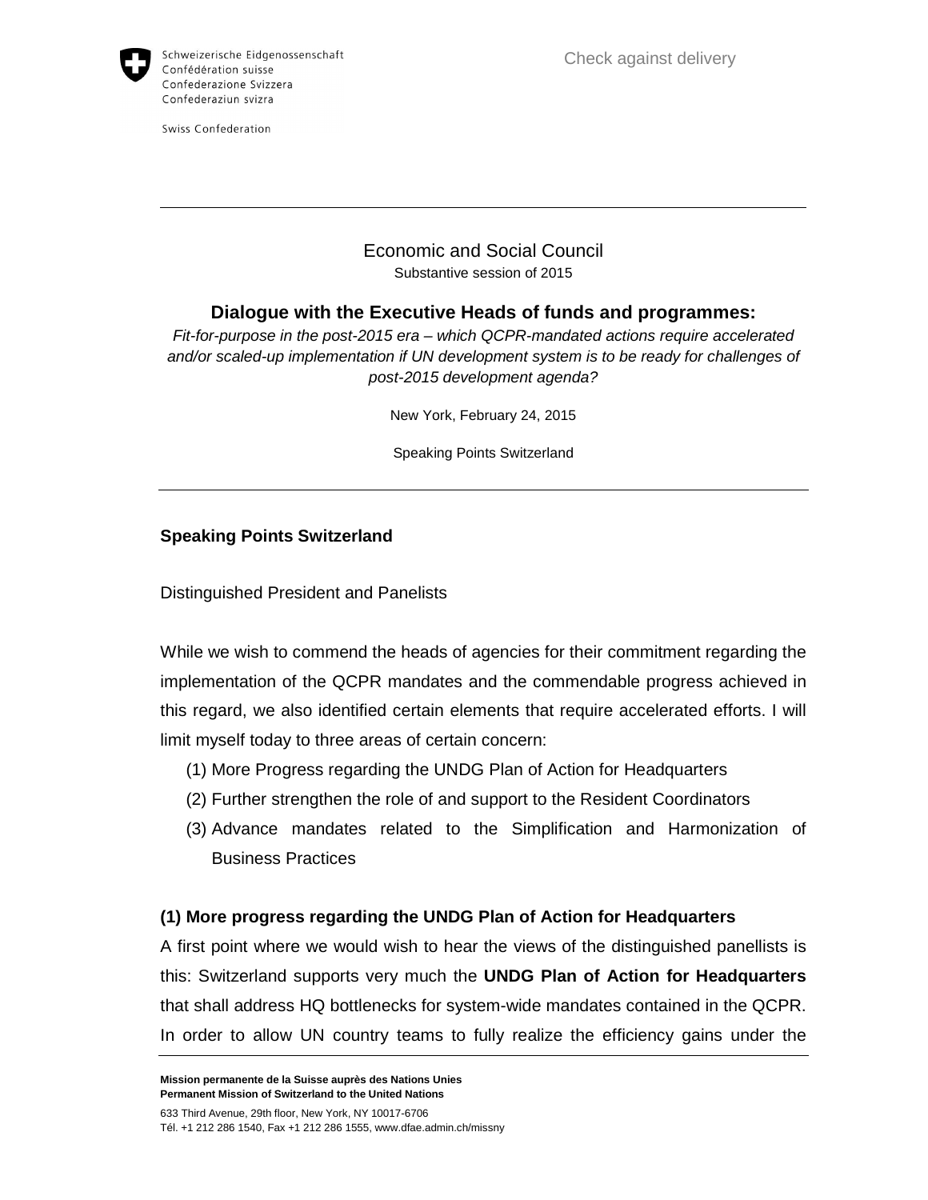Schweizerische Eidgenossenschaft
Confédération suisse
Confederazione Svizzera
Confederaziun svizra

Swiss Confederation

Check against delivery

---

Economic and Social Council
Substantive session of 2015

## Dialogue with the Executive Heads of funds and programmes:

*Fit-for-purpose in the post-2015 era – which QCPR-mandated actions require accelerated and/or scaled-up implementation if UN development system is to be ready for challenges of post-2015 development agenda?*

New York, February 24, 2015

Speaking Points Switzerland

---

### Speaking Points Switzerland

Distinguished President and Panelists

While we wish to commend the heads of agencies for their commitment regarding the implementation of the QCPR mandates and the commendable progress achieved in this regard, we also identified certain elements that require accelerated efforts. I will limit myself today to three areas of certain concern:

(1) More Progress regarding the UNDG Plan of Action for Headquarters
(2) Further strengthen the role of and support to the Resident Coordinators
(3) Advance mandates related to the Simplification and Harmonization of Business Practices

### (1) More progress regarding the UNDG Plan of Action for Headquarters

A first point where we would wish to hear the views of the distinguished panellists is this: Switzerland supports very much the **UNDG Plan of Action for Headquarters** that shall address HQ bottlenecks for system-wide mandates contained in the QCPR. In order to allow UN country teams to fully realize the efficiency gains under the

**Mission permanente de la Suisse auprès des Nations Unies**
**Permanent Mission of Switzerland to the United Nations**

633 Third Avenue, 29th floor, New York, NY 10017-6706
Tél. +1 212 286 1540, Fax +1 212 286 1555, www.dfae.admin.ch/missny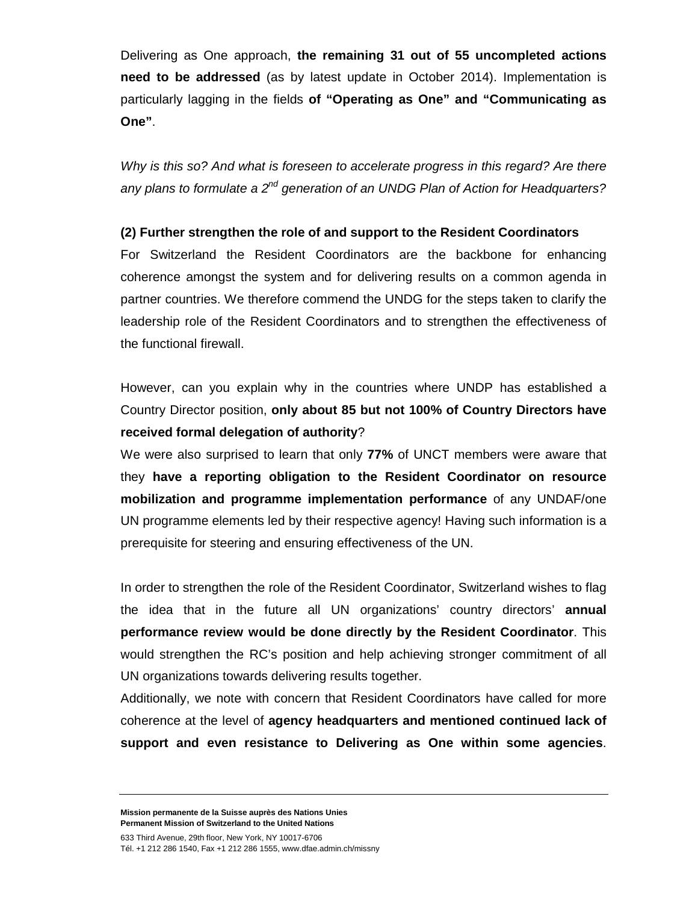Delivering as One approach, **the remaining 31 out of 55 uncompleted actions need to be addressed** (as by latest update in October 2014). Implementation is particularly lagging in the fields **of "Operating as One" and "Communicating as One"**.

*Why is this so? And what is foreseen to accelerate progress in this regard? Are there any plans to formulate a 2nd generation of an UNDG Plan of Action for Headquarters?*

**(2) Further strengthen the role of and support to the Resident Coordinators**

For Switzerland the Resident Coordinators are the backbone for enhancing coherence amongst the system and for delivering results on a common agenda in partner countries. We therefore commend the UNDG for the steps taken to clarify the leadership role of the Resident Coordinators and to strengthen the effectiveness of the functional firewall.

However, can you explain why in the countries where UNDP has established a Country Director position, **only about 85 but not 100% of Country Directors have received formal delegation of authority**?

We were also surprised to learn that only **77%** of UNCT members were aware that they **have a reporting obligation to the Resident Coordinator on resource mobilization and programme implementation performance** of any UNDAF/one UN programme elements led by their respective agency! Having such information is a prerequisite for steering and ensuring effectiveness of the UN.

In order to strengthen the role of the Resident Coordinator, Switzerland wishes to flag the idea that in the future all UN organizations' country directors' **annual performance review would be done directly by the Resident Coordinator**. This would strengthen the RC's position and help achieving stronger commitment of all UN organizations towards delivering results together.

Additionally, we note with concern that Resident Coordinators have called for more coherence at the level of **agency headquarters and mentioned continued lack of support and even resistance to Delivering as One within some agencies**.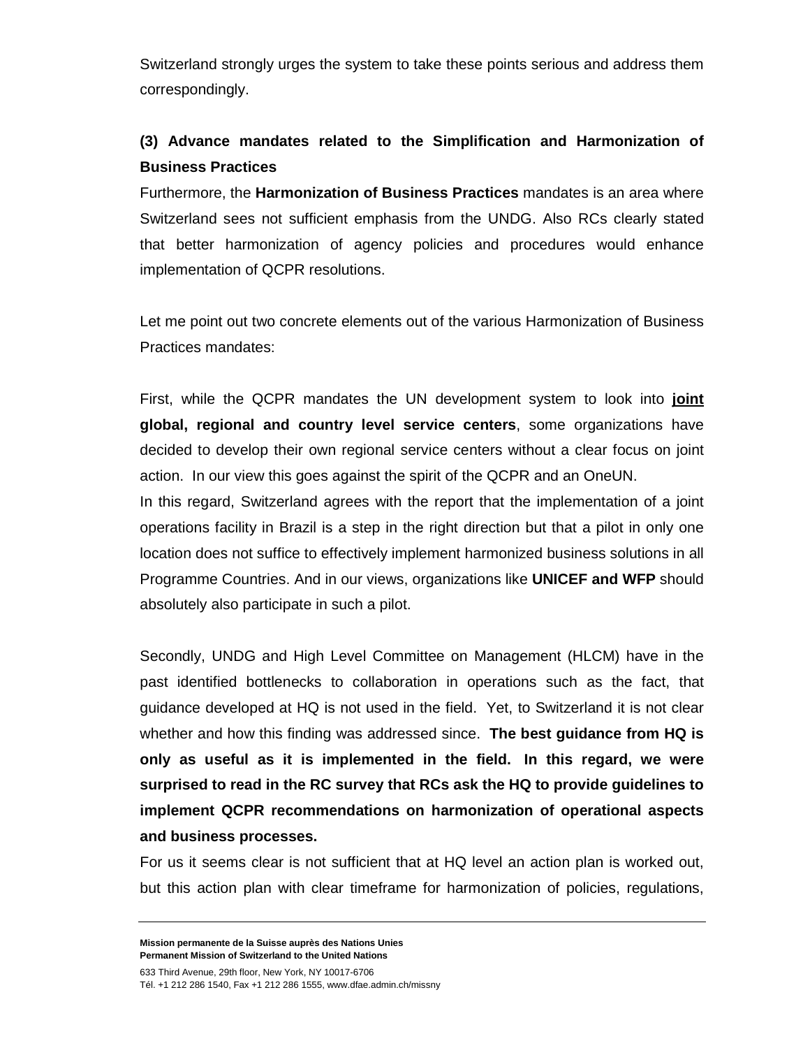Switzerland strongly urges the system to take these points serious and address them correspondingly.

**(3) Advance mandates related to the Simplification and Harmonization of Business Practices**

Furthermore, the **Harmonization of Business Practices** mandates is an area where Switzerland sees not sufficient emphasis from the UNDG. Also RCs clearly stated that better harmonization of agency policies and procedures would enhance implementation of QCPR resolutions.

Let me point out two concrete elements out of the various Harmonization of Business Practices mandates:

First, while the QCPR mandates the UN development system to look into **joint global, regional and country level service centers**, some organizations have decided to develop their own regional service centers without a clear focus on joint action. In our view this goes against the spirit of the QCPR and an OneUN.

In this regard, Switzerland agrees with the report that the implementation of a joint operations facility in Brazil is a step in the right direction but that a pilot in only one location does not suffice to effectively implement harmonized business solutions in all Programme Countries. And in our views, organizations like **UNICEF and WFP** should absolutely also participate in such a pilot.

Secondly, UNDG and High Level Committee on Management (HLCM) have in the past identified bottlenecks to collaboration in operations such as the fact, that guidance developed at HQ is not used in the field. Yet, to Switzerland it is not clear whether and how this finding was addressed since. **The best guidance from HQ is only as useful as it is implemented in the field. In this regard, we were surprised to read in the RC survey that RCs ask the HQ to provide guidelines to implement QCPR recommendations on harmonization of operational aspects and business processes.**

For us it seems clear is not sufficient that at HQ level an action plan is worked out, but this action plan with clear timeframe for harmonization of policies, regulations,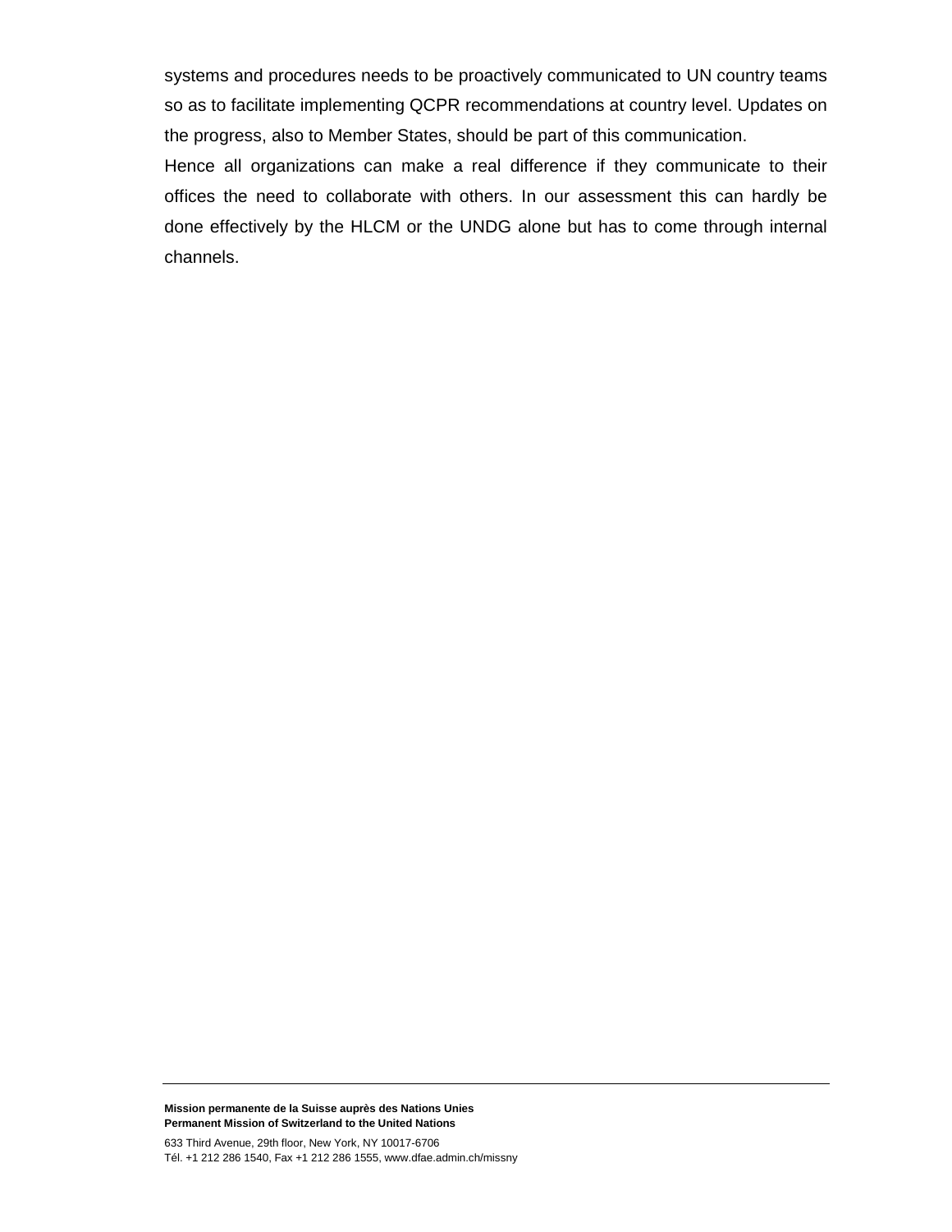systems and procedures needs to be proactively communicated to UN country teams so as to facilitate implementing QCPR recommendations at country level. Updates on the progress, also to Member States, should be part of this communication.

Hence all organizations can make a real difference if they communicate to their offices the need to collaborate with others. In our assessment this can hardly be done effectively by the HLCM or the UNDG alone but has to come through internal channels.